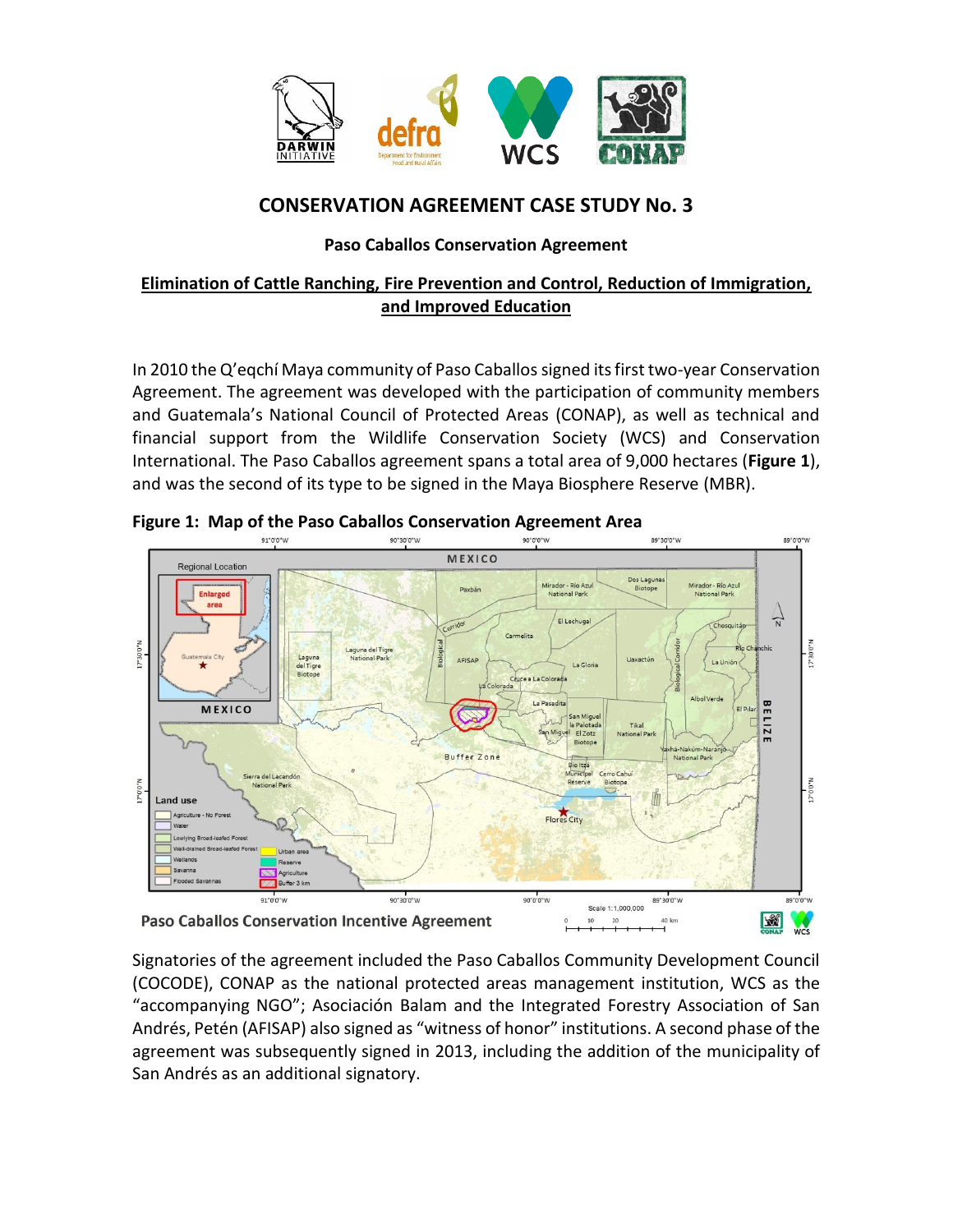# CONSERVATION AGREEMENT CASE STUDY No. 3

## Paso Caballos Conservation Agreement

## Elimination of Cattle Ranching, Fire Prevention and Control, Reduction of Immigration, and Improved Education

In 2010 the Q'eqchí Maya community of Paso Caballos signed its first two-year Conservation Agreement. The agreement was developed with the participation of community members and Guatemala's National Council of Protected Areas (CONAP), as well as technical and financial support from the Wildlife Conservation Society (WCS) and Conservation International. The Paso Caballos agreement spans a total area of 9,000 hectares (**Figure 1**), and was the second of its type to be signed in the Maya Biosphere Reserve (MBR).

**Figure 1: Map of the Paso Caballos Conservation Agreement Area**

Paso Caballos Conservation Incentive Agreement

Signatories of the agreement included the Paso Caballos Community Development Council (COCODE), CONAP as the national protected areas management institution, WCS as the "accompanying NGO"; Asociación Balam and the Integrated Forestry Association of San Andrés, Petén (AFISAP) also signed as "witness of honor" institutions. A second phase of the agreement was subsequently signed in 2013, including the addition of the municipality of San Andrés as an additional signatory.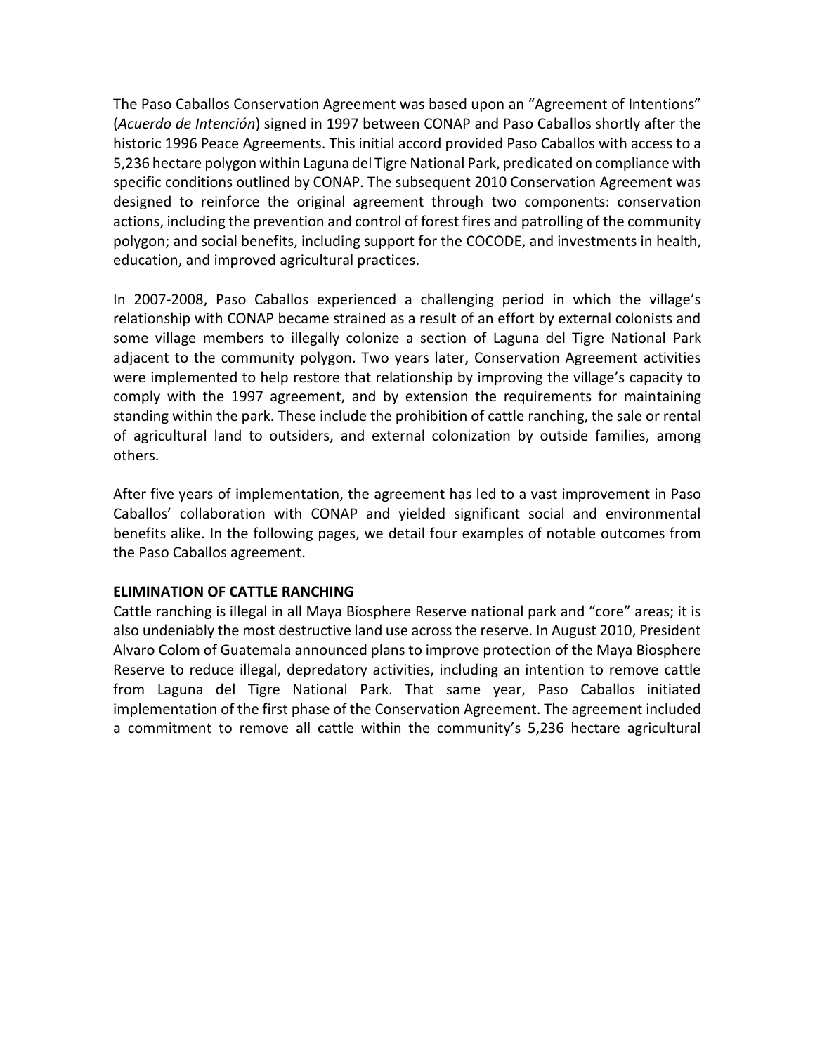The Paso Caballos Conservation Agreement was based upon an "Agreement of Intentions" (*Acuerdo de Intención*) signed in 1997 between CONAP and Paso Caballos shortly after the historic 1996 Peace Agreements. This initial accord provided Paso Caballos with access to a 5,236 hectare polygon within Laguna del Tigre National Park, predicated on compliance with specific conditions outlined by CONAP. The subsequent 2010 Conservation Agreement was designed to reinforce the original agreement through two components: conservation actions, including the prevention and control of forest fires and patrolling of the community polygon; and social benefits, including support for the COCODE, and investments in health, education, and improved agricultural practices.

In 2007-2008, Paso Caballos experienced a challenging period in which the village's relationship with CONAP became strained as a result of an effort by external colonists and some village members to illegally colonize a section of Laguna del Tigre National Park adjacent to the community polygon. Two years later, Conservation Agreement activities were implemented to help restore that relationship by improving the village's capacity to comply with the 1997 agreement, and by extension the requirements for maintaining standing within the park. These include the prohibition of cattle ranching, the sale or rental of agricultural land to outsiders, and external colonization by outside families, among others.

After five years of implementation, the agreement has led to a vast improvement in Paso Caballos' collaboration with CONAP and yielded significant social and environmental benefits alike. In the following pages, we detail four examples of notable outcomes from the Paso Caballos agreement.

**ELIMINATION OF CATTLE RANCHING**

Cattle ranching is illegal in all Maya Biosphere Reserve national park and "core" areas; it is also undeniably the most destructive land use across the reserve. In August 2010, President Alvaro Colom of Guatemala announced plans to improve protection of the Maya Biosphere Reserve to reduce illegal, depredatory activities, including an intention to remove cattle from Laguna del Tigre National Park. That same year, Paso Caballos initiated implementation of the first phase of the Conservation Agreement. The agreement included a commitment to remove all cattle within the community's 5,236 hectare agricultural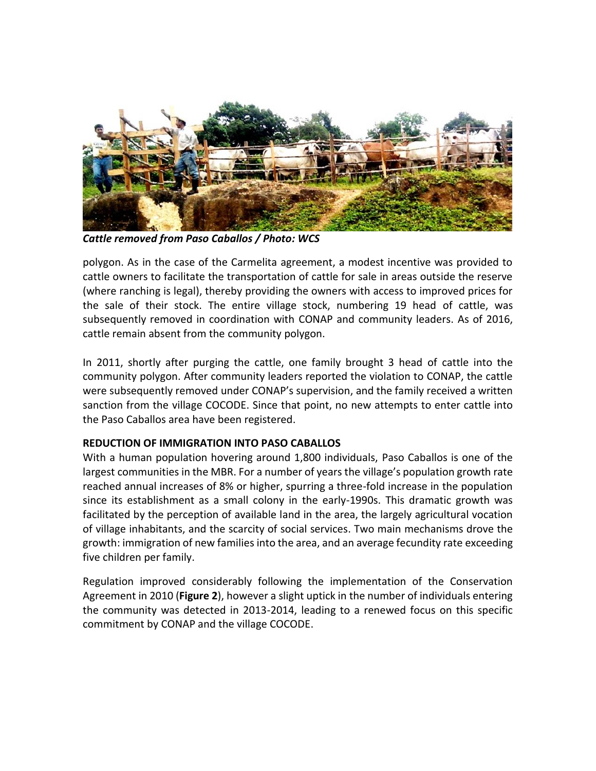*Cattle removed from Paso Caballos / Photo: WCS*

polygon. As in the case of the Carmelita agreement, a modest incentive was provided to cattle owners to facilitate the transportation of cattle for sale in areas outside the reserve (where ranching is legal), thereby providing the owners with access to improved prices for the sale of their stock. The entire village stock, numbering 19 head of cattle, was subsequently removed in coordination with CONAP and community leaders. As of 2016, cattle remain absent from the community polygon.

In 2011, shortly after purging the cattle, one family brought 3 head of cattle into the community polygon. After community leaders reported the violation to CONAP, the cattle were subsequently removed under CONAP's supervision, and the family received a written sanction from the village COCODE. Since that point, no new attempts to enter cattle into the Paso Caballos area have been registered.

**REDUCTION OF IMMIGRATION INTO PASO CABALLOS**

With a human population hovering around 1,800 individuals, Paso Caballos is one of the largest communities in the MBR. For a number of years the village's population growth rate reached annual increases of 8% or higher, spurring a three-fold increase in the population since its establishment as a small colony in the early-1990s. This dramatic growth was facilitated by the perception of available land in the area, the largely agricultural vocation of village inhabitants, and the scarcity of social services. Two main mechanisms drove the growth: immigration of new families into the area, and an average fecundity rate exceeding five children per family.

Regulation improved considerably following the implementation of the Conservation Agreement in 2010 (**Figure 2**), however a slight uptick in the number of individuals entering the community was detected in 2013-2014, leading to a renewed focus on this specific commitment by CONAP and the village COCODE.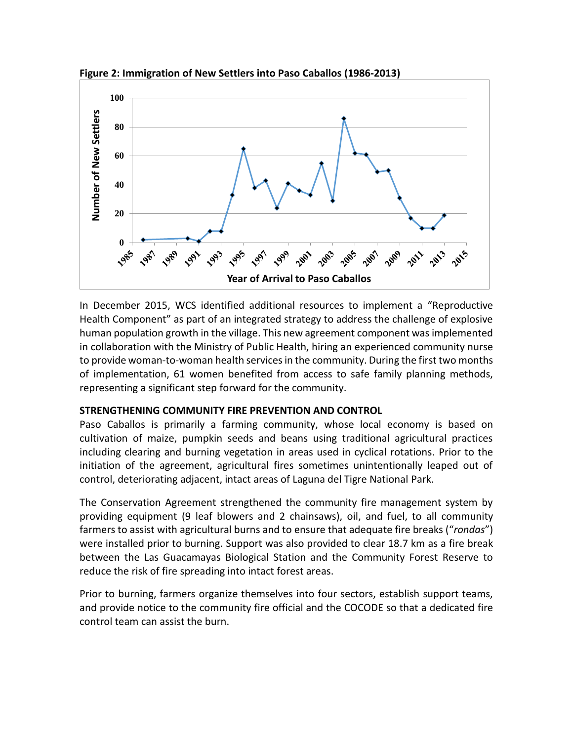**Figure 2: Immigration of New Settlers into Paso Caballos (1986-2013)**

Number of New Settlers

100
80
60
40
20
0

1985 1987 1989 1991 1993 1995 1997 1999 2001 2003 2005 2007 2009 2011 2013 2015

Year of Arrival to Paso Caballos

In December 2015, WCS identified additional resources to implement a "Reproductive Health Component" as part of an integrated strategy to address the challenge of explosive human population growth in the village. This new agreement component was implemented in collaboration with the Ministry of Public Health, hiring an experienced community nurse to provide woman-to-woman health services in the community. During the first two months of implementation, 61 women benefited from access to safe family planning methods, representing a significant step forward for the community.

**STRENGTHENING COMMUNITY FIRE PREVENTION AND CONTROL**

Paso Caballos is primarily a farming community, whose local economy is based on cultivation of maize, pumpkin seeds and beans using traditional agricultural practices including clearing and burning vegetation in areas used in cyclical rotations. Prior to the initiation of the agreement, agricultural fires sometimes unintentionally leaped out of control, deteriorating adjacent, intact areas of Laguna del Tigre National Park.

The Conservation Agreement strengthened the community fire management system by providing equipment (9 leaf blowers and 2 chainsaws), oil, and fuel, to all community farmers to assist with agricultural burns and to ensure that adequate fire breaks ("*rondas*") were installed prior to burning. Support was also provided to clear 18.7 km as a fire break between the Las Guacamayas Biological Station and the Community Forest Reserve to reduce the risk of fire spreading into intact forest areas.

Prior to burning, farmers organize themselves into four sectors, establish support teams, and provide notice to the community fire official and the COCODE so that a dedicated fire control team can assist the burn.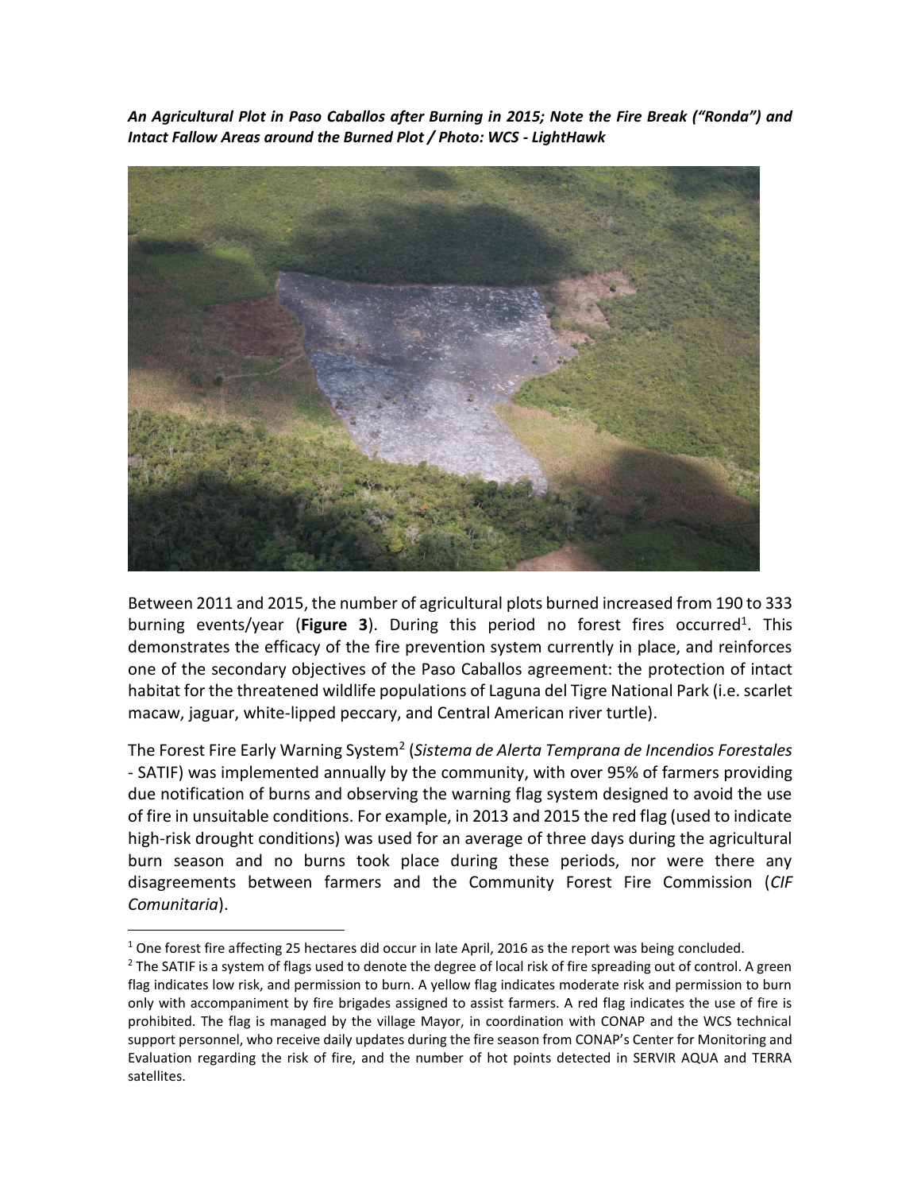***An Agricultural Plot in Paso Caballos after Burning in 2015; Note the Fire Break ("Ronda") and Intact Fallow Areas around the Burned Plot / Photo: WCS - LightHawk***

Between 2011 and 2015, the number of agricultural plots burned increased from 190 to 333 burning events/year (**Figure 3**). During this period no forest fires occurred[1]. This demonstrates the efficacy of the fire prevention system currently in place, and reinforces one of the secondary objectives of the Paso Caballos agreement: the protection of intact habitat for the threatened wildlife populations of Laguna del Tigre National Park (i.e. scarlet macaw, jaguar, white-lipped peccary, and Central American river turtle).

The Forest Fire Early Warning System[2] (*Sistema de Alerta Temprana de Incendios Forestales* - SATIF) was implemented annually by the community, with over 95% of farmers providing due notification of burns and observing the warning flag system designed to avoid the use of fire in unsuitable conditions. For example, in 2013 and 2015 the red flag (used to indicate high-risk drought conditions) was used for an average of three days during the agricultural burn season and no burns took place during these periods, nor were there any disagreements between farmers and the Community Forest Fire Commission (*CIF Comunitaria*).

[1] One forest fire affecting 25 hectares did occur in late April, 2016 as the report was being concluded.

[2] The SATIF is a system of flags used to denote the degree of local risk of fire spreading out of control. A green flag indicates low risk, and permission to burn. A yellow flag indicates moderate risk and permission to burn only with accompaniment by fire brigades assigned to assist farmers. A red flag indicates the use of fire is prohibited. The flag is managed by the village Mayor, in coordination with CONAP and the WCS technical support personnel, who receive daily updates during the fire season from CONAP's Center for Monitoring and Evaluation regarding the risk of fire, and the number of hot points detected in SERVIR AQUA and TERRA satellites.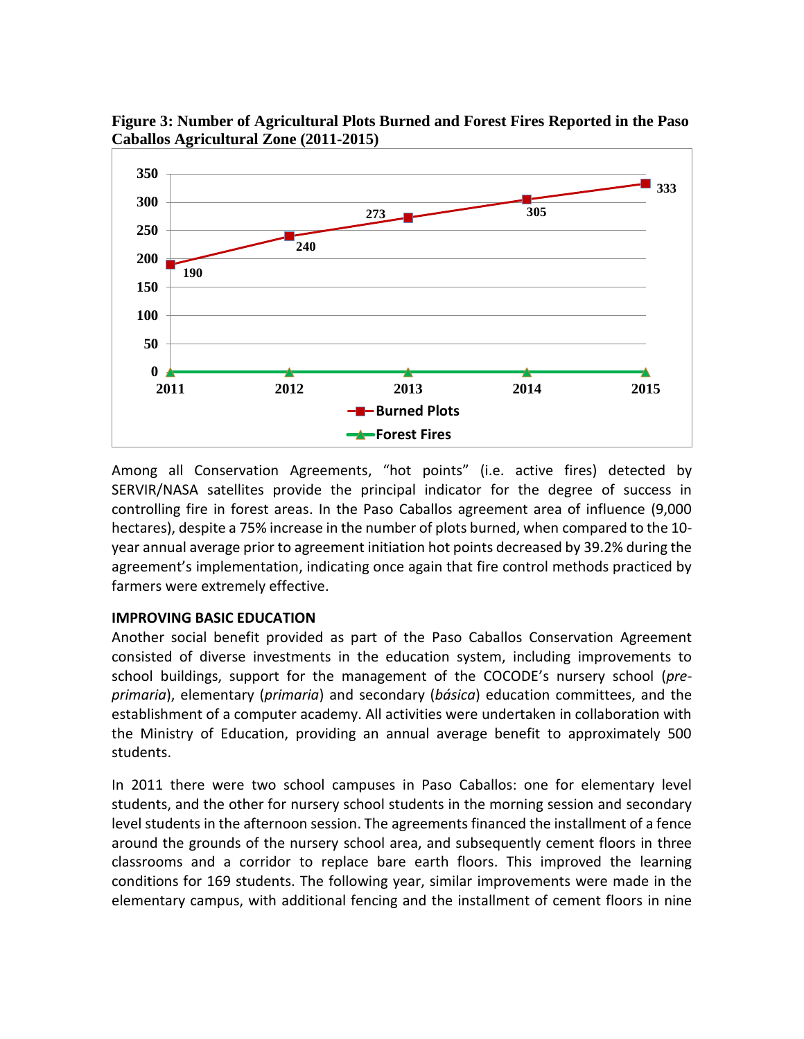**Figure 3: Number of Agricultural Plots Burned and Forest Fires Reported in the Paso Caballos Agricultural Zone (2011-2015)**

| Year | Burned Plots | Forest Fires |
| --- | --- | --- |
| 2011 | 190 | 0 |
| 2012 | 240 | 0 |
| 2013 | 273 | 0 |
| 2014 | 305 | 0 |
| 2015 | 333 | 0 |

Among all Conservation Agreements, "hot points" (i.e. active fires) detected by SERVIR/NASA satellites provide the principal indicator for the degree of success in controlling fire in forest areas. In the Paso Caballos agreement area of influence (9,000 hectares), despite a 75% increase in the number of plots burned, when compared to the 10-year annual average prior to agreement initiation hot points decreased by 39.2% during the agreement's implementation, indicating once again that fire control methods practiced by farmers were extremely effective.

**IMPROVING BASIC EDUCATION**

Another social benefit provided as part of the Paso Caballos Conservation Agreement consisted of diverse investments in the education system, including improvements to school buildings, support for the management of the COCODE's nursery school (*pre-primaria*), elementary (*primaria*) and secondary (*básica*) education committees, and the establishment of a computer academy. All activities were undertaken in collaboration with the Ministry of Education, providing an annual average benefit to approximately 500 students.

In 2011 there were two school campuses in Paso Caballos: one for elementary level students, and the other for nursery school students in the morning session and secondary level students in the afternoon session. The agreements financed the installment of a fence around the grounds of the nursery school area, and subsequently cement floors in three classrooms and a corridor to replace bare earth floors. This improved the learning conditions for 169 students. The following year, similar improvements were made in the elementary campus, with additional fencing and the installment of cement floors in nine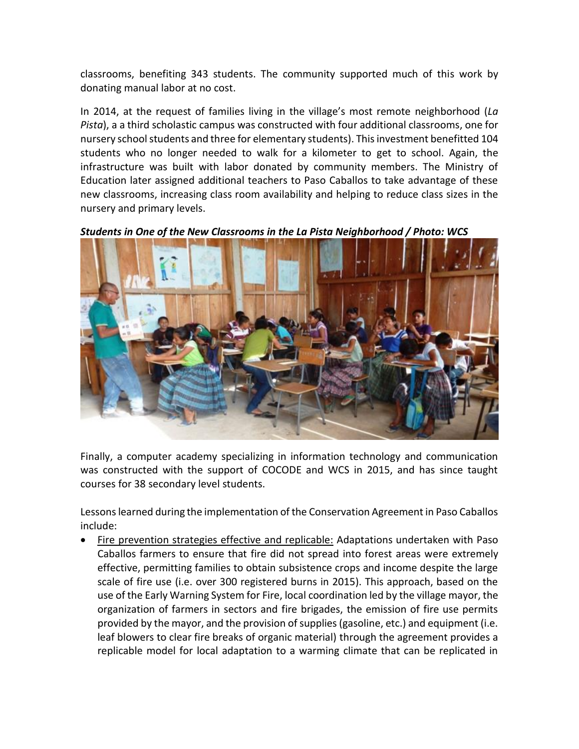classrooms, benefiting 343 students. The community supported much of this work by donating manual labor at no cost.

In 2014, at the request of families living in the village's most remote neighborhood (*La Pista*), a a third scholastic campus was constructed with four additional classrooms, one for nursery school students and three for elementary students). This investment benefitted 104 students who no longer needed to walk for a kilometer to get to school. Again, the infrastructure was built with labor donated by community members. The Ministry of Education later assigned additional teachers to Paso Caballos to take advantage of these new classrooms, increasing class room availability and helping to reduce class sizes in the nursery and primary levels.

***Students in One of the New Classrooms in the La Pista Neighborhood / Photo: WCS***

Finally, a computer academy specializing in information technology and communication was constructed with the support of COCODE and WCS in 2015, and has since taught courses for 38 secondary level students.

Lessons learned during the implementation of the Conservation Agreement in Paso Caballos include:

- <u>Fire prevention strategies effective and replicable:</u> Adaptations undertaken with Paso Caballos farmers to ensure that fire did not spread into forest areas were extremely effective, permitting families to obtain subsistence crops and income despite the large scale of fire use (i.e. over 300 registered burns in 2015). This approach, based on the use of the Early Warning System for Fire, local coordination led by the village mayor, the organization of farmers in sectors and fire brigades, the emission of fire use permits provided by the mayor, and the provision of supplies (gasoline, etc.) and equipment (i.e. leaf blowers to clear fire breaks of organic material) through the agreement provides a replicable model for local adaptation to a warming climate that can be replicated in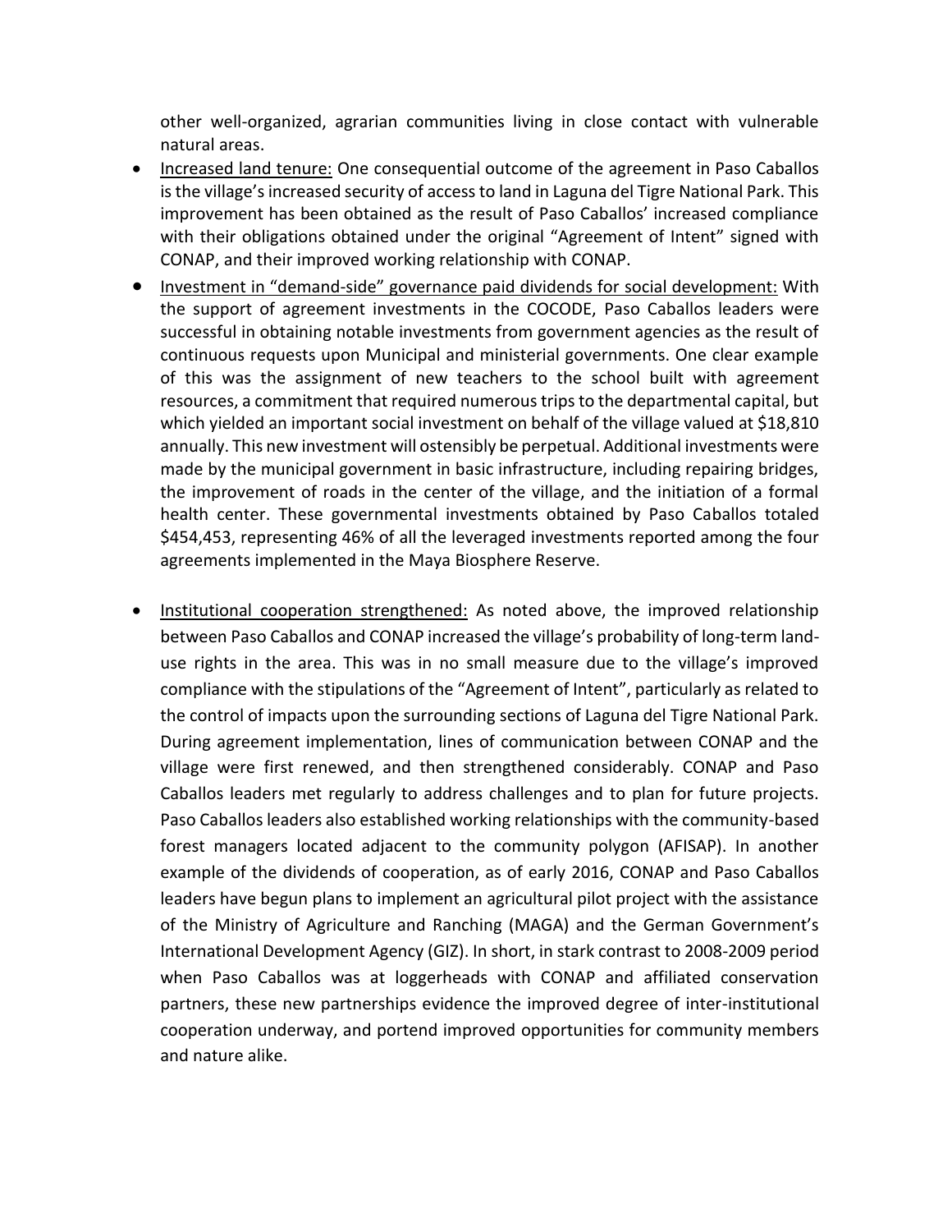other well-organized, agrarian communities living in close contact with vulnerable natural areas.

- Increased land tenure: One consequential outcome of the agreement in Paso Caballos is the village's increased security of access to land in Laguna del Tigre National Park. This improvement has been obtained as the result of Paso Caballos' increased compliance with their obligations obtained under the original "Agreement of Intent" signed with CONAP, and their improved working relationship with CONAP.
- Investment in "demand-side" governance paid dividends for social development: With the support of agreement investments in the COCODE, Paso Caballos leaders were successful in obtaining notable investments from government agencies as the result of continuous requests upon Municipal and ministerial governments. One clear example of this was the assignment of new teachers to the school built with agreement resources, a commitment that required numerous trips to the departmental capital, but which yielded an important social investment on behalf of the village valued at $18,810 annually. This new investment will ostensibly be perpetual. Additional investments were made by the municipal government in basic infrastructure, including repairing bridges, the improvement of roads in the center of the village, and the initiation of a formal health center. These governmental investments obtained by Paso Caballos totaled $454,453, representing 46% of all the leveraged investments reported among the four agreements implemented in the Maya Biosphere Reserve.
- Institutional cooperation strengthened: As noted above, the improved relationship between Paso Caballos and CONAP increased the village's probability of long-term land-use rights in the area. This was in no small measure due to the village's improved compliance with the stipulations of the "Agreement of Intent", particularly as related to the control of impacts upon the surrounding sections of Laguna del Tigre National Park. During agreement implementation, lines of communication between CONAP and the village were first renewed, and then strengthened considerably. CONAP and Paso Caballos leaders met regularly to address challenges and to plan for future projects. Paso Caballos leaders also established working relationships with the community-based forest managers located adjacent to the community polygon (AFISAP). In another example of the dividends of cooperation, as of early 2016, CONAP and Paso Caballos leaders have begun plans to implement an agricultural pilot project with the assistance of the Ministry of Agriculture and Ranching (MAGA) and the German Government's International Development Agency (GIZ). In short, in stark contrast to 2008-2009 period when Paso Caballos was at loggerheads with CONAP and affiliated conservation partners, these new partnerships evidence the improved degree of inter-institutional cooperation underway, and portend improved opportunities for community members and nature alike.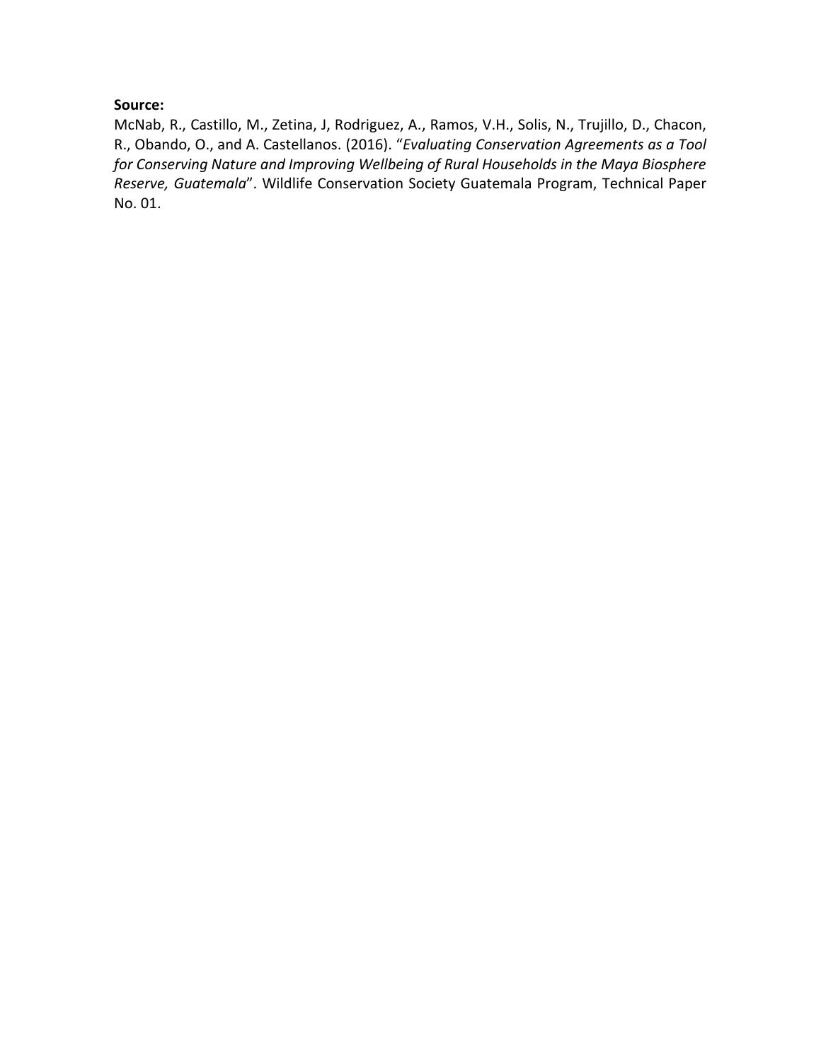**Source:**

McNab, R., Castillo, M., Zetina, J, Rodriguez, A., Ramos, V.H., Solis, N., Trujillo, D., Chacon, R., Obando, O., and A. Castellanos. (2016). "*Evaluating Conservation Agreements as a Tool for Conserving Nature and Improving Wellbeing of Rural Households in the Maya Biosphere Reserve, Guatemala*". Wildlife Conservation Society Guatemala Program, Technical Paper No. 01.